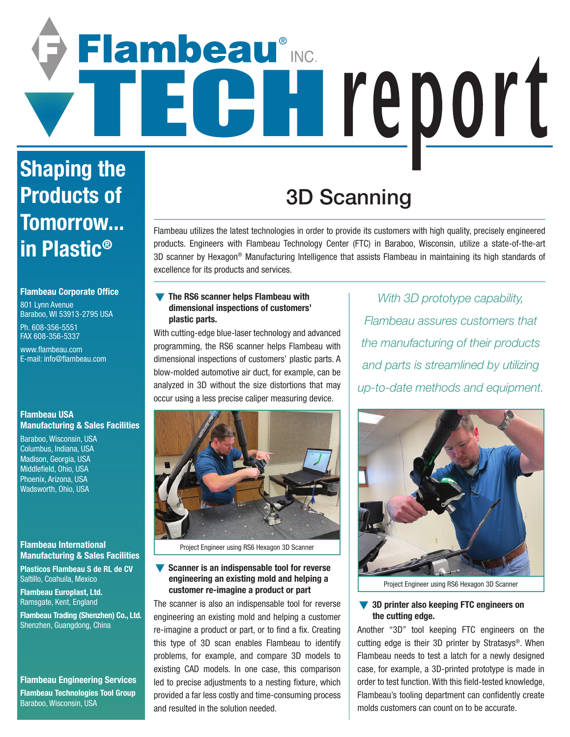# Flambeau® INC. TECH report

**Shaping the Products of Tomorrow... in Plastic®**

**Flambeau Corporate Office**
801 Lynn Avenue
Baraboo, WI 53913-2795 USA
Ph. 608-356-5551
FAX 608-356-5337
www.flambeau.com
E-mail: info@flambeau.com

**Flambeau USA Manufacturing & Sales Facilities**
Baraboo, Wisconsin, USA
Columbus, Indiana, USA
Madison, Georgia, USA
Middlefield, Ohio, USA
Phoenix, Arizona, USA
Wadsworth, Ohio, USA

**Flambeau International Manufacturing & Sales Facilities**
**Plasticos Flambeau S de RL de CV**
Saltillo, Coahuila, Mexico
**Flambeau Europlast, Ltd.**
Ramsgate, Kent, England
**Flambeau Trading (Shenzhen) Co., Ltd.**
Shenzhen, Guangdong, China

**Flambeau Engineering Services**
**Flambeau Technologies Tool Group**
Baraboo, Wisconsin, USA

## 3D Scanning

Flambeau utilizes the latest technologies in order to provide its customers with high quality, precisely engineered products. Engineers with Flambeau Technology Center (FTC) in Baraboo, Wisconsin, utilize a state-of-the-art 3D scanner by Hexagon® Manufacturing Intelligence that assists Flambeau in maintaining its high standards of excellence for its products and services.

### The RS6 scanner helps Flambeau with dimensional inspections of customers' plastic parts.

With cutting-edge blue-laser technology and advanced programming, the RS6 scanner helps Flambeau with dimensional inspections of customers' plastic parts. A blow-molded automotive air duct, for example, can be analyzed in 3D without the size distortions that may occur using a less precise caliper measuring device.

Project Engineer using RS6 Hexagon 3D Scanner

### Scanner is an indispensable tool for reverse engineering an existing mold and helping a customer re-imagine a product or part

The scanner is also an indispensable tool for reverse engineering an existing mold and helping a customer re-imagine a product or part, or to find a fix. Creating this type of 3D scan enables Flambeau to identify problems, for example, and compare 3D models to existing CAD models. In one case, this comparison led to precise adjustments to a nesting fixture, which provided a far less costly and time-consuming process and resulted in the solution needed.

*With 3D prototype capability, Flambeau assures customers that the manufacturing of their products and parts is streamlined by utilizing up-to-date methods and equipment.*

Project Engineer using RS6 Hexagon 3D Scanner

### 3D printer also keeping FTC engineers on the cutting edge.

Another "3D" tool keeping FTC engineers on the cutting edge is their 3D printer by Stratasys®. When Flambeau needs to test a latch for a newly designed case, for example, a 3D-printed prototype is made in order to test function. With this field-tested knowledge, Flambeau's tooling department can confidently create molds customers can count on to be accurate.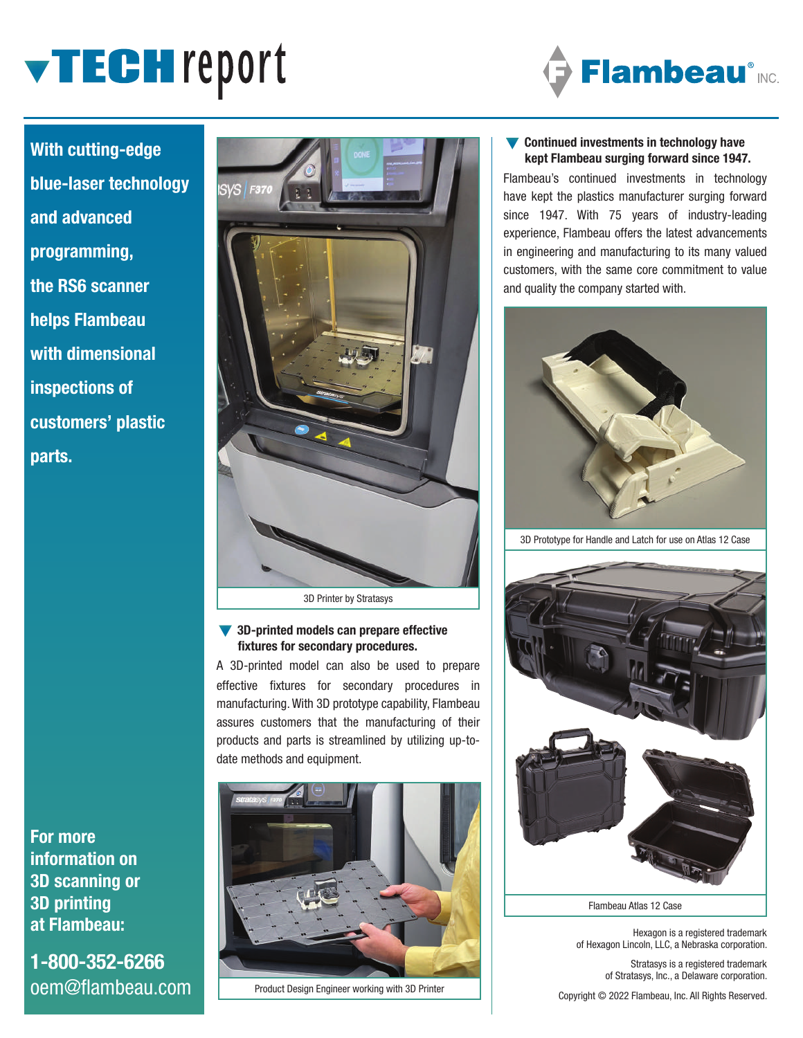# TECH report

**Flambeau® INC.**

**With cutting-edge blue-laser technology and advanced programming, the RS6 scanner helps Flambeau with dimensional inspections of customers' plastic parts.**

**For more information on 3D scanning or 3D printing at Flambeau:**

**1-800-352-6266**
oem@flambeau.com

3D Printer by Stratasys

### 3D-printed models can prepare effective fixtures for secondary procedures.

A 3D-printed model can also be used to prepare effective fixtures for secondary procedures in manufacturing. With 3D prototype capability, Flambeau assures customers that the manufacturing of their products and parts is streamlined by utilizing up-to-date methods and equipment.

Product Design Engineer working with 3D Printer

### Continued investments in technology have kept Flambeau surging forward since 1947.

Flambeau's continued investments in technology have kept the plastics manufacturer surging forward since 1947. With 75 years of industry-leading experience, Flambeau offers the latest advancements in engineering and manufacturing to its many valued customers, with the same core commitment to value and quality the company started with.

3D Prototype for Handle and Latch for use on Atlas 12 Case

Flambeau Atlas 12 Case

Hexagon is a registered trademark of Hexagon Lincoln, LLC, a Nebraska corporation.

Stratasys is a registered trademark of Stratasys, Inc., a Delaware corporation.

Copyright © 2022 Flambeau, Inc. All Rights Reserved.